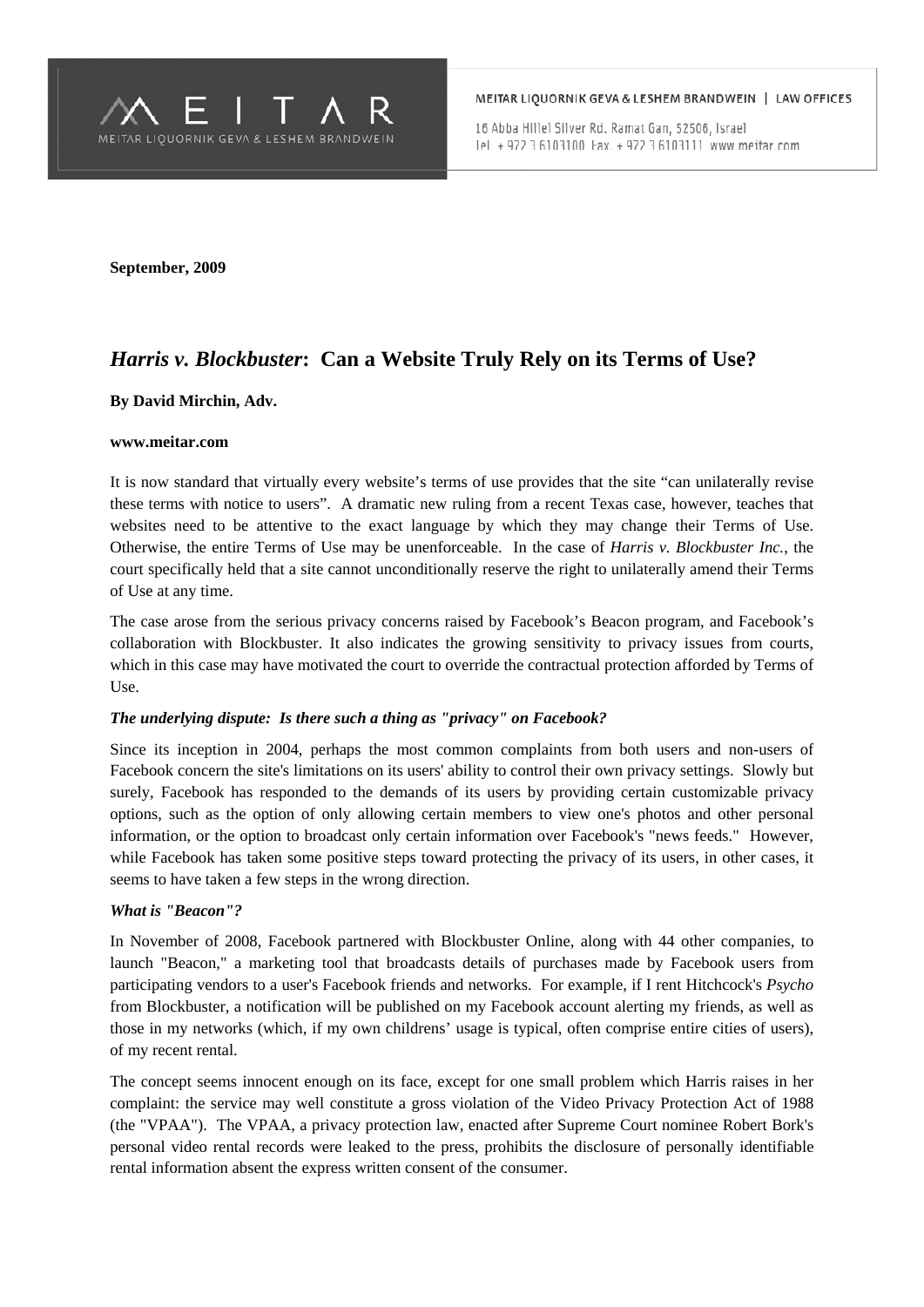**September, 2009**

# *Harris v. Blockbuster*: Can a Website Truly Rely on its Terms of Use?

**By David Mirchin, Adv.**

**www.meitar.com**

It is now standard that virtually every website's terms of use provides that the site "can unilaterally revise these terms with notice to users". A dramatic new ruling from a recent Texas case, however, teaches that websites need to be attentive to the exact language by which they may change their Terms of Use. Otherwise, the entire Terms of Use may be unenforceable. In the case of *Harris v. Blockbuster Inc.*, the court specifically held that a site cannot unconditionally reserve the right to unilaterally amend their Terms of Use at any time.

The case arose from the serious privacy concerns raised by Facebook's Beacon program, and Facebook's collaboration with Blockbuster. It also indicates the growing sensitivity to privacy issues from courts, which in this case may have motivated the court to override the contractual protection afforded by Terms of Use.

### *The underlying dispute: Is there such a thing as "privacy" on Facebook?*

Since its inception in 2004, perhaps the most common complaints from both users and non-users of Facebook concern the site's limitations on its users' ability to control their own privacy settings. Slowly but surely, Facebook has responded to the demands of its users by providing certain customizable privacy options, such as the option of only allowing certain members to view one's photos and other personal information, or the option to broadcast only certain information over Facebook's "news feeds." However, while Facebook has taken some positive steps toward protecting the privacy of its users, in other cases, it seems to have taken a few steps in the wrong direction.

### *What is "Beacon"?*

In November of 2008, Facebook partnered with Blockbuster Online, along with 44 other companies, to launch "Beacon," a marketing tool that broadcasts details of purchases made by Facebook users from participating vendors to a user's Facebook friends and networks. For example, if I rent Hitchcock's *Psycho* from Blockbuster, a notification will be published on my Facebook account alerting my friends, as well as those in my networks (which, if my own childrens' usage is typical, often comprise entire cities of users), of my recent rental.

The concept seems innocent enough on its face, except for one small problem which Harris raises in her complaint: the service may well constitute a gross violation of the Video Privacy Protection Act of 1988 (the "VPAA"). The VPAA, a privacy protection law, enacted after Supreme Court nominee Robert Bork's personal video rental records were leaked to the press, prohibits the disclosure of personally identifiable rental information absent the express written consent of the consumer.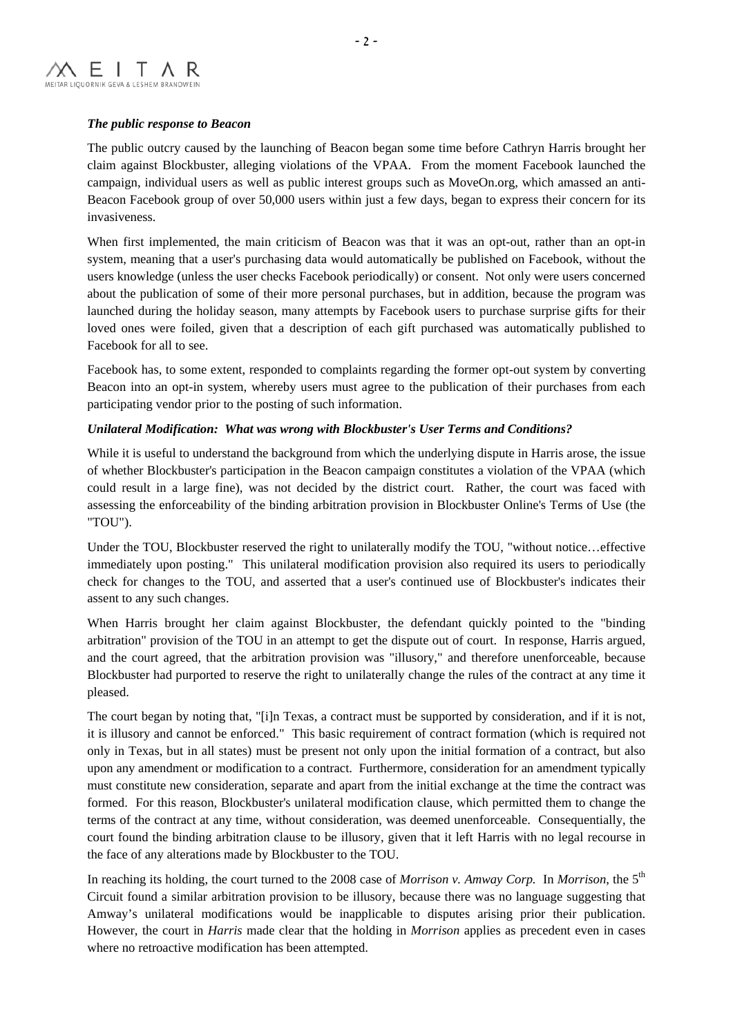***The public response to Beacon***

The public outcry caused by the launching of Beacon began some time before Cathryn Harris brought her claim against Blockbuster, alleging violations of the VPAA. From the moment Facebook launched the campaign, individual users as well as public interest groups such as MoveOn.org, which amassed an anti-Beacon Facebook group of over 50,000 users within just a few days, began to express their concern for its invasiveness.

When first implemented, the main criticism of Beacon was that it was an opt-out, rather than an opt-in system, meaning that a user's purchasing data would automatically be published on Facebook, without the users knowledge (unless the user checks Facebook periodically) or consent. Not only were users concerned about the publication of some of their more personal purchases, but in addition, because the program was launched during the holiday season, many attempts by Facebook users to purchase surprise gifts for their loved ones were foiled, given that a description of each gift purchased was automatically published to Facebook for all to see.

Facebook has, to some extent, responded to complaints regarding the former opt-out system by converting Beacon into an opt-in system, whereby users must agree to the publication of their purchases from each participating vendor prior to the posting of such information.

***Unilateral Modification: What was wrong with Blockbuster's User Terms and Conditions?***

While it is useful to understand the background from which the underlying dispute in Harris arose, the issue of whether Blockbuster's participation in the Beacon campaign constitutes a violation of the VPAA (which could result in a large fine), was not decided by the district court. Rather, the court was faced with assessing the enforceability of the binding arbitration provision in Blockbuster Online's Terms of Use (the "TOU").

Under the TOU, Blockbuster reserved the right to unilaterally modify the TOU, "without notice…effective immediately upon posting." This unilateral modification provision also required its users to periodically check for changes to the TOU, and asserted that a user's continued use of Blockbuster's indicates their assent to any such changes.

When Harris brought her claim against Blockbuster, the defendant quickly pointed to the "binding arbitration" provision of the TOU in an attempt to get the dispute out of court. In response, Harris argued, and the court agreed, that the arbitration provision was "illusory," and therefore unenforceable, because Blockbuster had purported to reserve the right to unilaterally change the rules of the contract at any time it pleased.

The court began by noting that, "[i]n Texas, a contract must be supported by consideration, and if it is not, it is illusory and cannot be enforced." This basic requirement of contract formation (which is required not only in Texas, but in all states) must be present not only upon the initial formation of a contract, but also upon any amendment or modification to a contract. Furthermore, consideration for an amendment typically must constitute new consideration, separate and apart from the initial exchange at the time the contract was formed. For this reason, Blockbuster's unilateral modification clause, which permitted them to change the terms of the contract at any time, without consideration, was deemed unenforceable. Consequentially, the court found the binding arbitration clause to be illusory, given that it left Harris with no legal recourse in the face of any alterations made by Blockbuster to the TOU.

In reaching its holding, the court turned to the 2008 case of *Morrison v. Amway Corp.* In *Morrison*, the 5th Circuit found a similar arbitration provision to be illusory, because there was no language suggesting that Amway's unilateral modifications would be inapplicable to disputes arising prior their publication. However, the court in *Harris* made clear that the holding in *Morrison* applies as precedent even in cases where no retroactive modification has been attempted.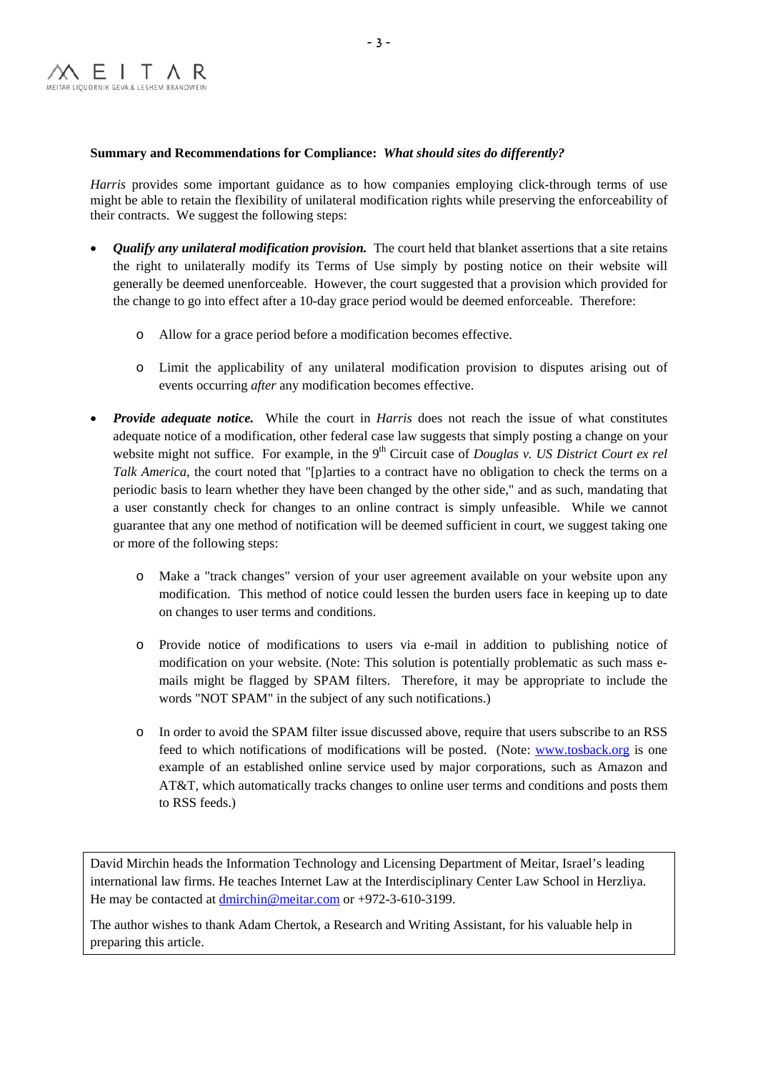**Summary and Recommendations for Compliance:** ***What should sites do differently?***

*Harris* provides some important guidance as to how companies employing click-through terms of use might be able to retain the flexibility of unilateral modification rights while preserving the enforceability of their contracts. We suggest the following steps:

- ***Qualify any unilateral modification provision.*** The court held that blanket assertions that a site retains the right to unilaterally modify its Terms of Use simply by posting notice on their website will generally be deemed unenforceable. However, the court suggested that a provision which provided for the change to go into effect after a 10-day grace period would be deemed enforceable. Therefore:
  - Allow for a grace period before a modification becomes effective.
  - Limit the applicability of any unilateral modification provision to disputes arising out of events occurring *after* any modification becomes effective.
- ***Provide adequate notice.*** While the court in *Harris* does not reach the issue of what constitutes adequate notice of a modification, other federal case law suggests that simply posting a change on your website might not suffice. For example, in the 9th Circuit case of *Douglas v. US District Court ex rel Talk America*, the court noted that "[p]arties to a contract have no obligation to check the terms on a periodic basis to learn whether they have been changed by the other side," and as such, mandating that a user constantly check for changes to an online contract is simply unfeasible. While we cannot guarantee that any one method of notification will be deemed sufficient in court, we suggest taking one or more of the following steps:
  - Make a "track changes" version of your user agreement available on your website upon any modification. This method of notice could lessen the burden users face in keeping up to date on changes to user terms and conditions.
  - Provide notice of modifications to users via e-mail in addition to publishing notice of modification on your website. (Note: This solution is potentially problematic as such mass e-mails might be flagged by SPAM filters. Therefore, it may be appropriate to include the words "NOT SPAM" in the subject of any such notifications.)
  - In order to avoid the SPAM filter issue discussed above, require that users subscribe to an RSS feed to which notifications of modifications will be posted. (Note: www.tosback.org is one example of an established online service used by major corporations, such as Amazon and AT&T, which automatically tracks changes to online user terms and conditions and posts them to RSS feeds.)

David Mirchin heads the Information Technology and Licensing Department of Meitar, Israel's leading international law firms. He teaches Internet Law at the Interdisciplinary Center Law School in Herzliya. He may be contacted at dmirchin@meitar.com or +972-3-610-3199.

The author wishes to thank Adam Chertok, a Research and Writing Assistant, for his valuable help in preparing this article.